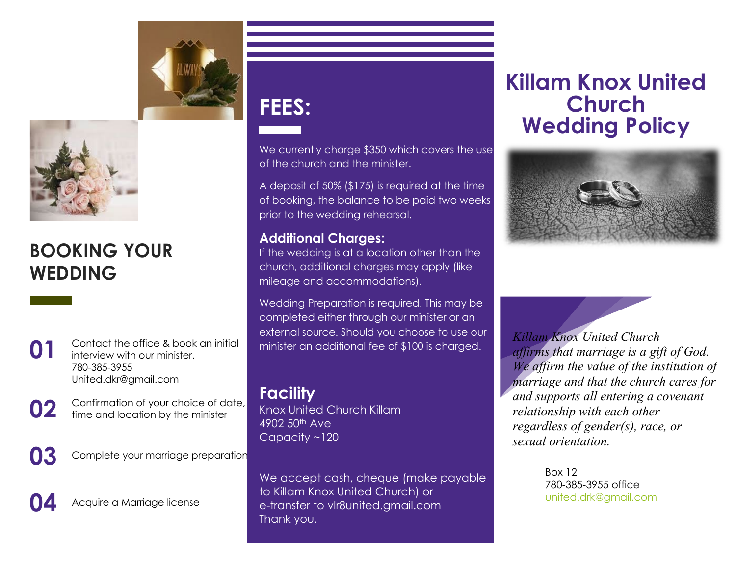# Killam Knox United Church Wedding Policy

*Killam Knox United Church affirms that marriage is a gift of God. We affirm the value of the institution of marriage and that the church cares for and supports all entering a covenant relationship with each other regardless of gender(s), race, or sexual orientation.*

Box 12
780-385-3955 office
united.drk@gmail.com

## BOOKING YOUR WEDDING

**01** Contact the office & book an initial interview with our minister.
780-385-3955
United.dkr@gmail.com

**02** Confirmation of your choice of date, time and location by the minister

**03** Complete your marriage preparation

**04** Acquire a Marriage license

## FEES:

We currently charge $350 which covers the use of the church and the minister.

A deposit of 50% ($175) is required at the time of booking, the balance to be paid two weeks prior to the wedding rehearsal.

### Additional Charges:

If the wedding is at a location other than the church, additional charges may apply (like mileage and accommodations).

Wedding Preparation is required. This may be completed either through our minister or an external source. Should you choose to use our minister an additional fee of $100 is charged.

### Facility

Knox United Church Killam
4902 50th Ave
Capacity ~120

We accept cash, cheque (make payable to Killam Knox United Church) or e-transfer to vlr8united.gmail.com
Thank you.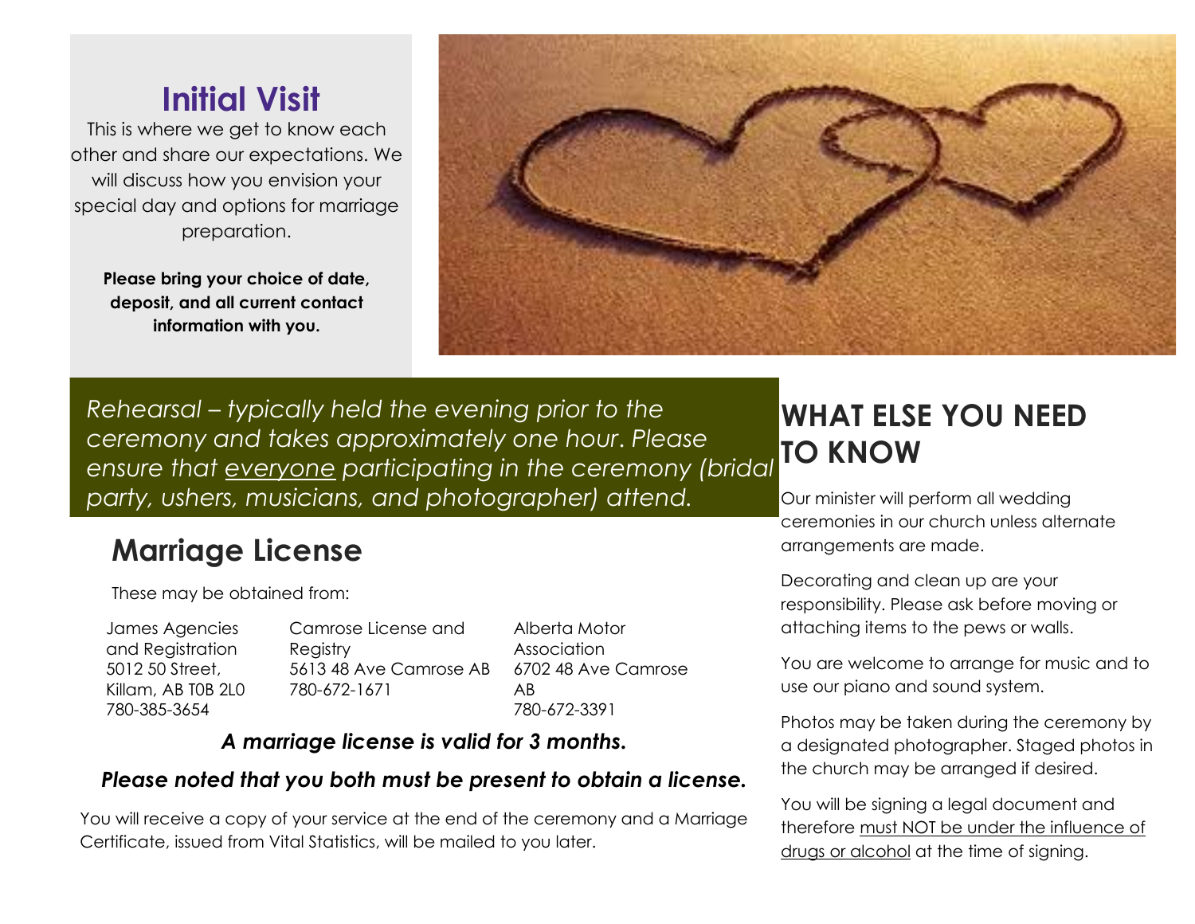## Initial Visit

This is where we get to know each other and share our expectations. We will discuss how you envision your special day and options for marriage preparation.

**Please bring your choice of date, deposit, and all current contact information with you.**

*Rehearsal – typically held the evening prior to the ceremony and takes approximately one hour. Please ensure that everyone participating in the ceremony (bridal party, ushers, musicians, and photographer) attend.*

## Marriage License

These may be obtained from:

James Agencies and Registration
5012 50 Street,
Killam, AB T0B 2L0
780-385-3654

Camrose License and Registry
5613 48 Ave Camrose AB
780-672-1671

Alberta Motor Association
6702 48 Ave Camrose AB
780-672-3391

***A marriage license is valid for 3 months.***

***Please noted that you both must be present to obtain a license.***

You will receive a copy of your service at the end of the ceremony and a Marriage Certificate, issued from Vital Statistics, will be mailed to you later.

## WHAT ELSE YOU NEED TO KNOW

Our minister will perform all wedding ceremonies in our church unless alternate arrangements are made.

Decorating and clean up are your responsibility. Please ask before moving or attaching items to the pews or walls.

You are welcome to arrange for music and to use our piano and sound system.

Photos may be taken during the ceremony by a designated photographer. Staged photos in the church may be arranged if desired.

You will be signing a legal document and therefore must NOT be under the influence of drugs or alcohol at the time of signing.